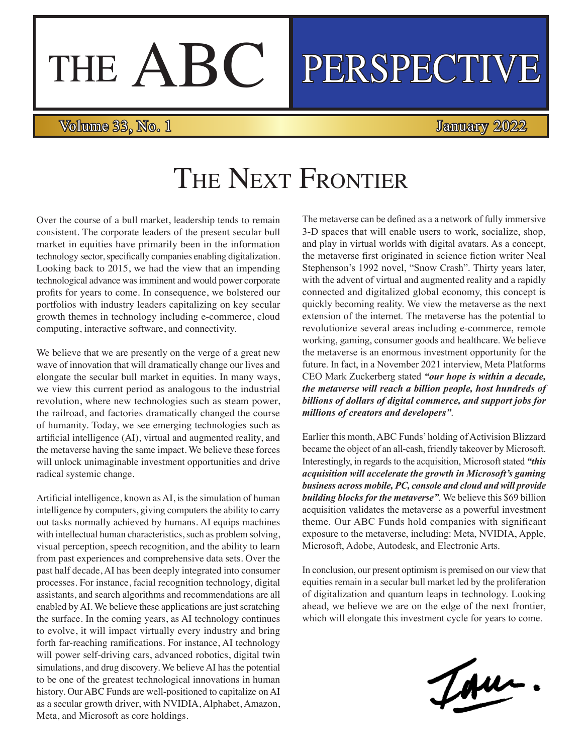# THE ABC PERSPECTIVE

Volume 33, No. 1 — January 2022

## The Next Frontier

Over the course of a bull market, leadership tends to remain consistent. The corporate leaders of the present secular bull market in equities have primarily been in the information technology sector, specifically companies enabling digitalization. Looking back to 2015, we had the view that an impending technological advance was imminent and would power corporate profits for years to come. In consequence, we bolstered our portfolios with industry leaders capitalizing on key secular growth themes in technology including e-commerce, cloud computing, interactive software, and connectivity.

We believe that we are presently on the verge of a great new wave of innovation that will dramatically change our lives and elongate the secular bull market in equities. In many ways, we view this current period as analogous to the industrial revolution, where new technologies such as steam power, the railroad, and factories dramatically changed the course of humanity. Today, we see emerging technologies such as artificial intelligence (AI), virtual and augmented reality, and the metaverse having the same impact. We believe these forces will unlock unimaginable investment opportunities and drive radical systemic change.

Artificial intelligence, known as AI, is the simulation of human intelligence by computers, giving computers the ability to carry out tasks normally achieved by humans. AI equips machines with intellectual human characteristics, such as problem solving, visual perception, speech recognition, and the ability to learn from past experiences and comprehensive data sets. Over the past half decade, AI has been deeply integrated into consumer processes. For instance, facial recognition technology, digital assistants, and search algorithms and recommendations are all enabled by AI. We believe these applications are just scratching the surface. In the coming years, as AI technology continues to evolve, it will impact virtually every industry and bring forth far-reaching ramifications. For instance, AI technology will power self-driving cars, advanced robotics, digital twin simulations, and drug discovery. We believe AI has the potential to be one of the greatest technological innovations in human history. Our ABC Funds are well-positioned to capitalize on AI as a secular growth driver, with NVIDIA, Alphabet, Amazon, Meta, and Microsoft as core holdings.

The metaverse can be defined as a a network of fully immersive 3-D spaces that will enable users to work, socialize, shop, and play in virtual worlds with digital avatars. As a concept, the metaverse first originated in science fiction writer Neal Stephenson's 1992 novel, "Snow Crash". Thirty years later, with the advent of virtual and augmented reality and a rapidly connected and digitalized global economy, this concept is quickly becoming reality. We view the metaverse as the next extension of the internet. The metaverse has the potential to revolutionize several areas including e-commerce, remote working, gaming, consumer goods and healthcare. We believe the metaverse is an enormous investment opportunity for the future. In fact, in a November 2021 interview, Meta Platforms CEO Mark Zuckerberg stated ***"our hope is within a decade, the metaverse will reach a billion people, host hundreds of billions of dollars of digital commerce, and support jobs for millions of creators and developers"***.

Earlier this month, ABC Funds' holding of Activision Blizzard became the object of an all-cash, friendly takeover by Microsoft. Interestingly, in regards to the acquisition, Microsoft stated ***"this acquisition will accelerate the growth in Microsoft's gaming business across mobile, PC, console and cloud and will provide building blocks for the metaverse"***. We believe this $69 billion acquisition validates the metaverse as a powerful investment theme. Our ABC Funds hold companies with significant exposure to the metaverse, including: Meta, NVIDIA, Apple, Microsoft, Adobe, Autodesk, and Electronic Arts.

In conclusion, our present optimism is premised on our view that equities remain in a secular bull market led by the proliferation of digitalization and quantum leaps in technology. Looking ahead, we believe we are on the edge of the next frontier, which will elongate this investment cycle for years to come.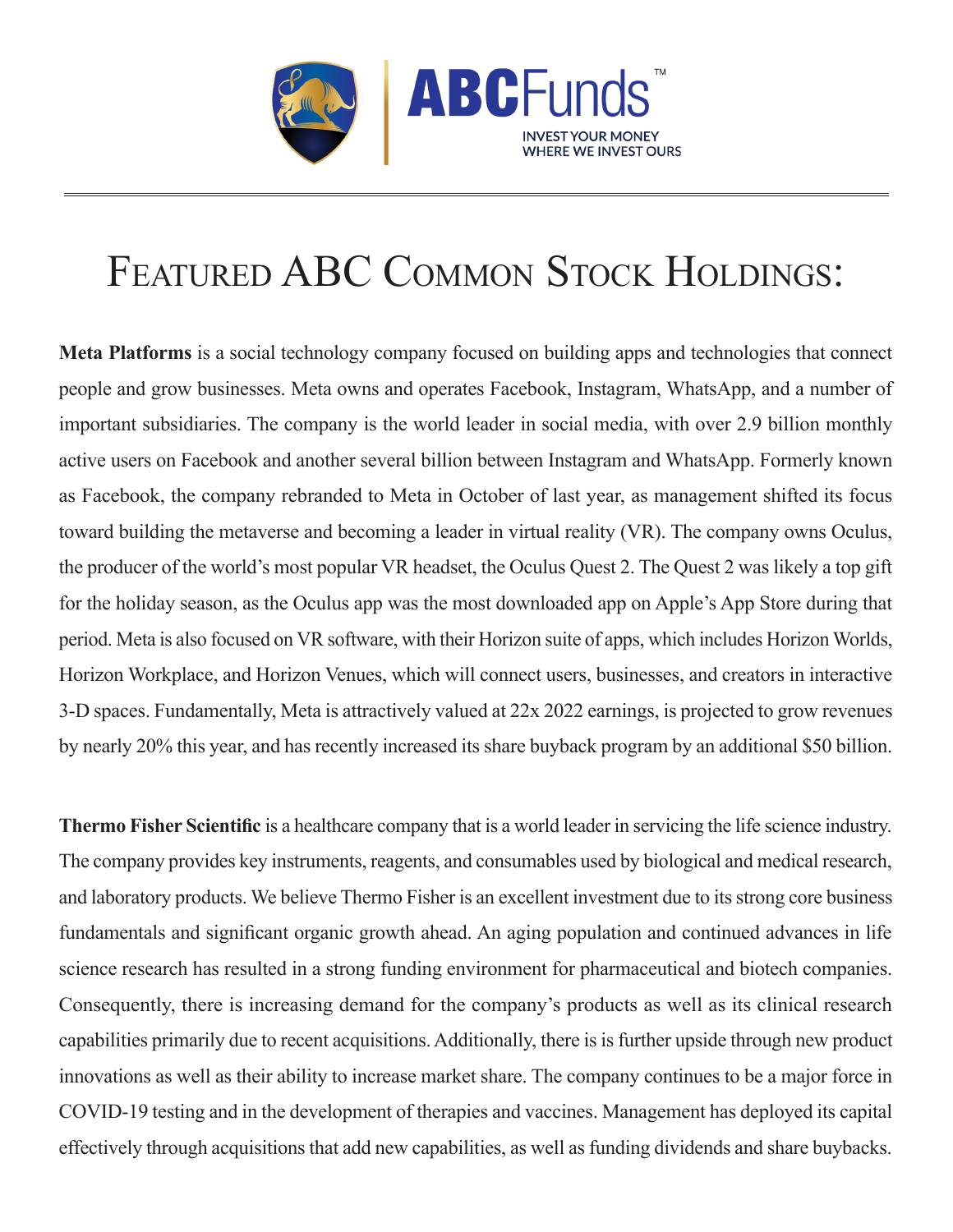# Featured ABC Common Stock Holdings:

**Meta Platforms** is a social technology company focused on building apps and technologies that connect people and grow businesses. Meta owns and operates Facebook, Instagram, WhatsApp, and a number of important subsidiaries. The company is the world leader in social media, with over 2.9 billion monthly active users on Facebook and another several billion between Instagram and WhatsApp. Formerly known as Facebook, the company rebranded to Meta in October of last year, as management shifted its focus toward building the metaverse and becoming a leader in virtual reality (VR). The company owns Oculus, the producer of the world's most popular VR headset, the Oculus Quest 2. The Quest 2 was likely a top gift for the holiday season, as the Oculus app was the most downloaded app on Apple's App Store during that period. Meta is also focused on VR software, with their Horizon suite of apps, which includes Horizon Worlds, Horizon Workplace, and Horizon Venues, which will connect users, businesses, and creators in interactive 3-D spaces. Fundamentally, Meta is attractively valued at 22x 2022 earnings, is projected to grow revenues by nearly 20% this year, and has recently increased its share buyback program by an additional $50 billion.

**Thermo Fisher Scientific** is a healthcare company that is a world leader in servicing the life science industry. The company provides key instruments, reagents, and consumables used by biological and medical research, and laboratory products. We believe Thermo Fisher is an excellent investment due to its strong core business fundamentals and significant organic growth ahead. An aging population and continued advances in life science research has resulted in a strong funding environment for pharmaceutical and biotech companies. Consequently, there is increasing demand for the company's products as well as its clinical research capabilities primarily due to recent acquisitions. Additionally, there is is further upside through new product innovations as well as their ability to increase market share. The company continues to be a major force in COVID-19 testing and in the development of therapies and vaccines. Management has deployed its capital effectively through acquisitions that add new capabilities, as well as funding dividends and share buybacks.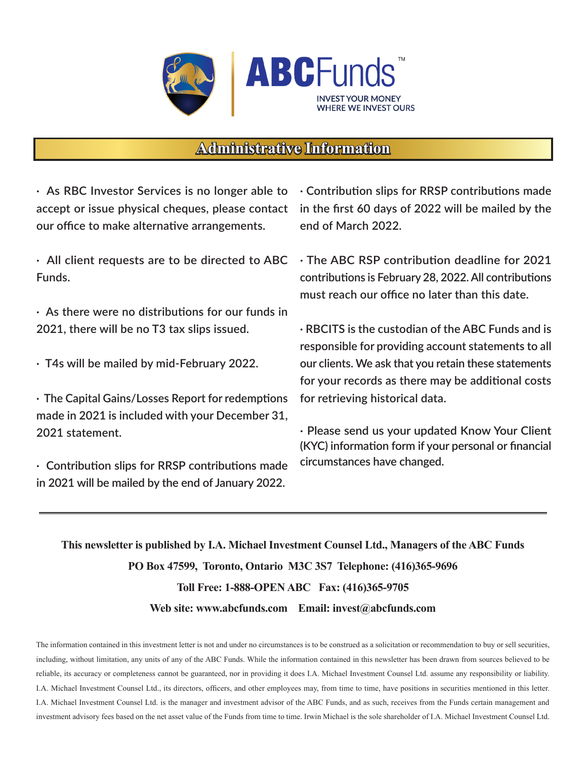ABCFunds™

INVEST YOUR MONEY WHERE WE INVEST OURS

## Administrative Information

- As RBC Investor Services is no longer able to accept or issue physical cheques, please contact our office to make alternative arrangements.
- All client requests are to be directed to ABC Funds.
- As there were no distributions for our funds in 2021, there will be no T3 tax slips issued.
- T4s will be mailed by mid-February 2022.
- The Capital Gains/Losses Report for redemptions made in 2021 is included with your December 31, 2021 statement.
- Contribution slips for RRSP contributions made in 2021 will be mailed by the end of January 2022.
- Contribution slips for RRSP contributions made in the first 60 days of 2022 will be mailed by the end of March 2022.
- The ABC RSP contribution deadline for 2021 contributions is February 28, 2022. All contributions must reach our office no later than this date.
- RBCITS is the custodian of the ABC Funds and is responsible for providing account statements to all our clients. We ask that you retain these statements for your records as there may be additional costs for retrieving historical data.
- Please send us your updated Know Your Client (KYC) information form if your personal or financial circumstances have changed.

---

**This newsletter is published by I.A. Michael Investment Counsel Ltd., Managers of the ABC Funds**

**PO Box 47599, Toronto, Ontario M3C 3S7 Telephone: (416)365-9696**

**Toll Free: 1-888-OPEN ABC Fax: (416)365-9705**

**Web site: www.abcfunds.com Email: invest@abcfunds.com**

The information contained in this investment letter is not and under no circumstances is to be construed as a solicitation or recommendation to buy or sell securities, including, without limitation, any units of any of the ABC Funds. While the information contained in this newsletter has been drawn from sources believed to be reliable, its accuracy or completeness cannot be guaranteed, nor in providing it does I.A. Michael Investment Counsel Ltd. assume any responsibility or liability. I.A. Michael Investment Counsel Ltd., its directors, officers, and other employees may, from time to time, have positions in securities mentioned in this letter. I.A. Michael Investment Counsel Ltd. is the manager and investment advisor of the ABC Funds, and as such, receives from the Funds certain management and investment advisory fees based on the net asset value of the Funds from time to time. Irwin Michael is the sole shareholder of I.A. Michael Investment Counsel Ltd.